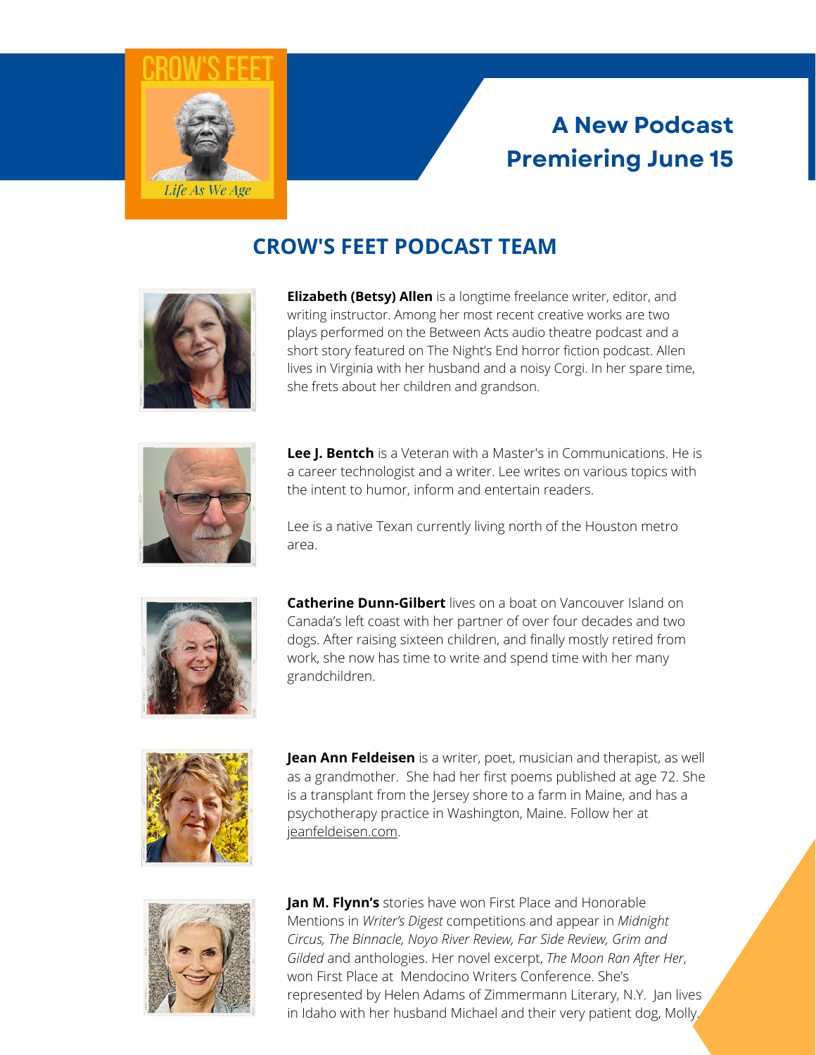CROW'S FEET

*Life As We Age*

## A New Podcast Premiering June 15

# CROW'S FEET PODCAST TEAM

**Elizabeth (Betsy) Allen** is a longtime freelance writer, editor, and writing instructor. Among her most recent creative works are two plays performed on the Between Acts audio theatre podcast and a short story featured on The Night's End horror fiction podcast. Allen lives in Virginia with her husband and a noisy Corgi. In her spare time, she frets about her children and grandson.

**Lee J. Bentch** is a Veteran with a Master's in Communications. He is a career technologist and a writer. Lee writes on various topics with the intent to humor, inform and entertain readers.

Lee is a native Texan currently living north of the Houston metro area.

**Catherine Dunn-Gilbert** lives on a boat on Vancouver Island on Canada's left coast with her partner of over four decades and two dogs. After raising sixteen children, and finally mostly retired from work, she now has time to write and spend time with her many grandchildren.

**Jean Ann Feldeisen** is a writer, poet, musician and therapist, as well as a grandmother. She had her first poems published at age 72. She is a transplant from the Jersey shore to a farm in Maine, and has a psychotherapy practice in Washington, Maine. Follow her at jeanfeldeisen.com.

**Jan M. Flynn's** stories have won First Place and Honorable Mentions in *Writer's Digest* competitions and appear in *Midnight Circus, The Binnacle, Noyo River Review, Far Side Review, Grim and Gilded* and anthologies. Her novel excerpt, *The Moon Ran After Her*, won First Place at Mendocino Writers Conference. She's represented by Helen Adams of Zimmermann Literary, N.Y. Jan lives in Idaho with her husband Michael and their very patient dog, Molly.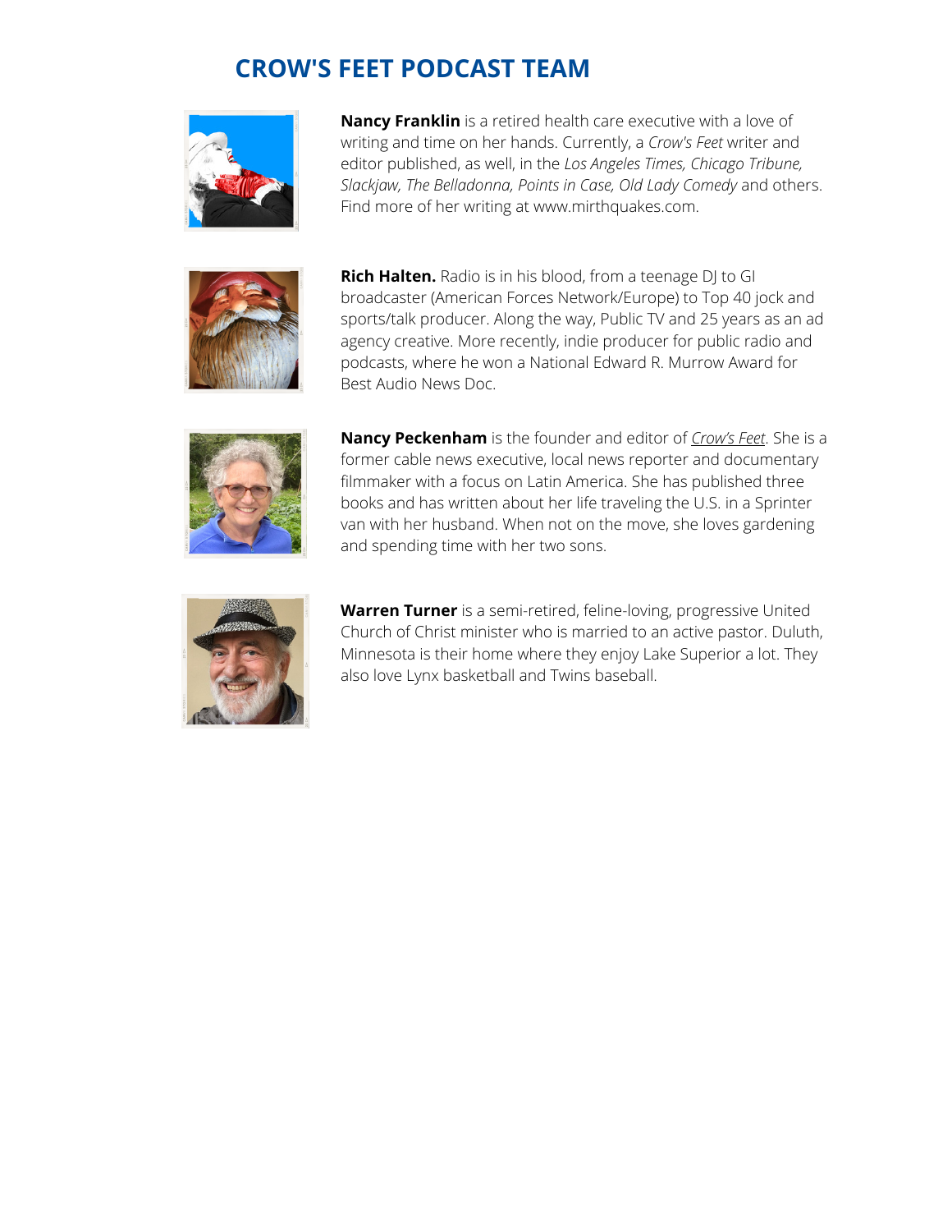# CROW'S FEET PODCAST TEAM

**Nancy Franklin** is a retired health care executive with a love of writing and time on her hands. Currently, a *Crow's Feet* writer and editor published, as well, in the *Los Angeles Times, Chicago Tribune, Slackjaw, The Belladonna, Points in Case, Old Lady Comedy* and others. Find more of her writing at www.mirthquakes.com.

**Rich Halten.** Radio is in his blood, from a teenage DJ to GI broadcaster (American Forces Network/Europe) to Top 40 jock and sports/talk producer. Along the way, Public TV and 25 years as an ad agency creative. More recently, indie producer for public radio and podcasts, where he won a National Edward R. Murrow Award for Best Audio News Doc.

**Nancy Peckenham** is the founder and editor of *Crow's Feet*. She is a former cable news executive, local news reporter and documentary filmmaker with a focus on Latin America. She has published three books and has written about her life traveling the U.S. in a Sprinter van with her husband. When not on the move, she loves gardening and spending time with her two sons.

**Warren Turner** is a semi-retired, feline-loving, progressive United Church of Christ minister who is married to an active pastor. Duluth, Minnesota is their home where they enjoy Lake Superior a lot. They also love Lynx basketball and Twins baseball.